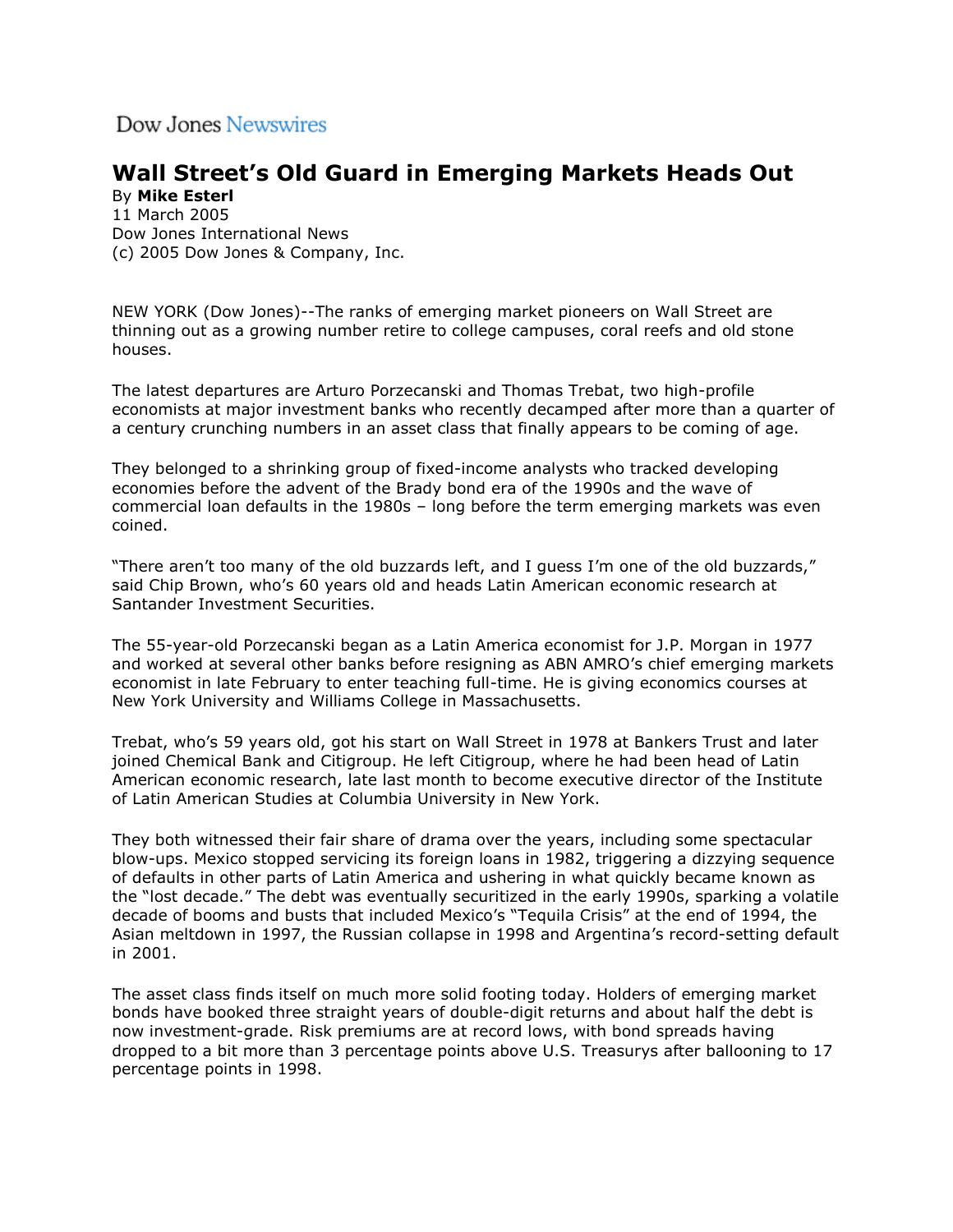Dow Jones Newswires

# Wall Street's Old Guard in Emerging Markets Heads Out

By **Mike Esterl**
11 March 2005
Dow Jones International News
(c) 2005 Dow Jones & Company, Inc.

NEW YORK (Dow Jones)--The ranks of emerging market pioneers on Wall Street are thinning out as a growing number retire to college campuses, coral reefs and old stone houses.

The latest departures are Arturo Porzecanski and Thomas Trebat, two high-profile economists at major investment banks who recently decamped after more than a quarter of a century crunching numbers in an asset class that finally appears to be coming of age.

They belonged to a shrinking group of fixed-income analysts who tracked developing economies before the advent of the Brady bond era of the 1990s and the wave of commercial loan defaults in the 1980s – long before the term emerging markets was even coined.

"There aren't too many of the old buzzards left, and I guess I'm one of the old buzzards," said Chip Brown, who's 60 years old and heads Latin American economic research at Santander Investment Securities.

The 55-year-old Porzecanski began as a Latin America economist for J.P. Morgan in 1977 and worked at several other banks before resigning as ABN AMRO's chief emerging markets economist in late February to enter teaching full-time. He is giving economics courses at New York University and Williams College in Massachusetts.

Trebat, who's 59 years old, got his start on Wall Street in 1978 at Bankers Trust and later joined Chemical Bank and Citigroup. He left Citigroup, where he had been head of Latin American economic research, late last month to become executive director of the Institute of Latin American Studies at Columbia University in New York.

They both witnessed their fair share of drama over the years, including some spectacular blow-ups. Mexico stopped servicing its foreign loans in 1982, triggering a dizzying sequence of defaults in other parts of Latin America and ushering in what quickly became known as the "lost decade." The debt was eventually securitized in the early 1990s, sparking a volatile decade of booms and busts that included Mexico's "Tequila Crisis" at the end of 1994, the Asian meltdown in 1997, the Russian collapse in 1998 and Argentina's record-setting default in 2001.

The asset class finds itself on much more solid footing today. Holders of emerging market bonds have booked three straight years of double-digit returns and about half the debt is now investment-grade. Risk premiums are at record lows, with bond spreads having dropped to a bit more than 3 percentage points above U.S. Treasurys after ballooning to 17 percentage points in 1998.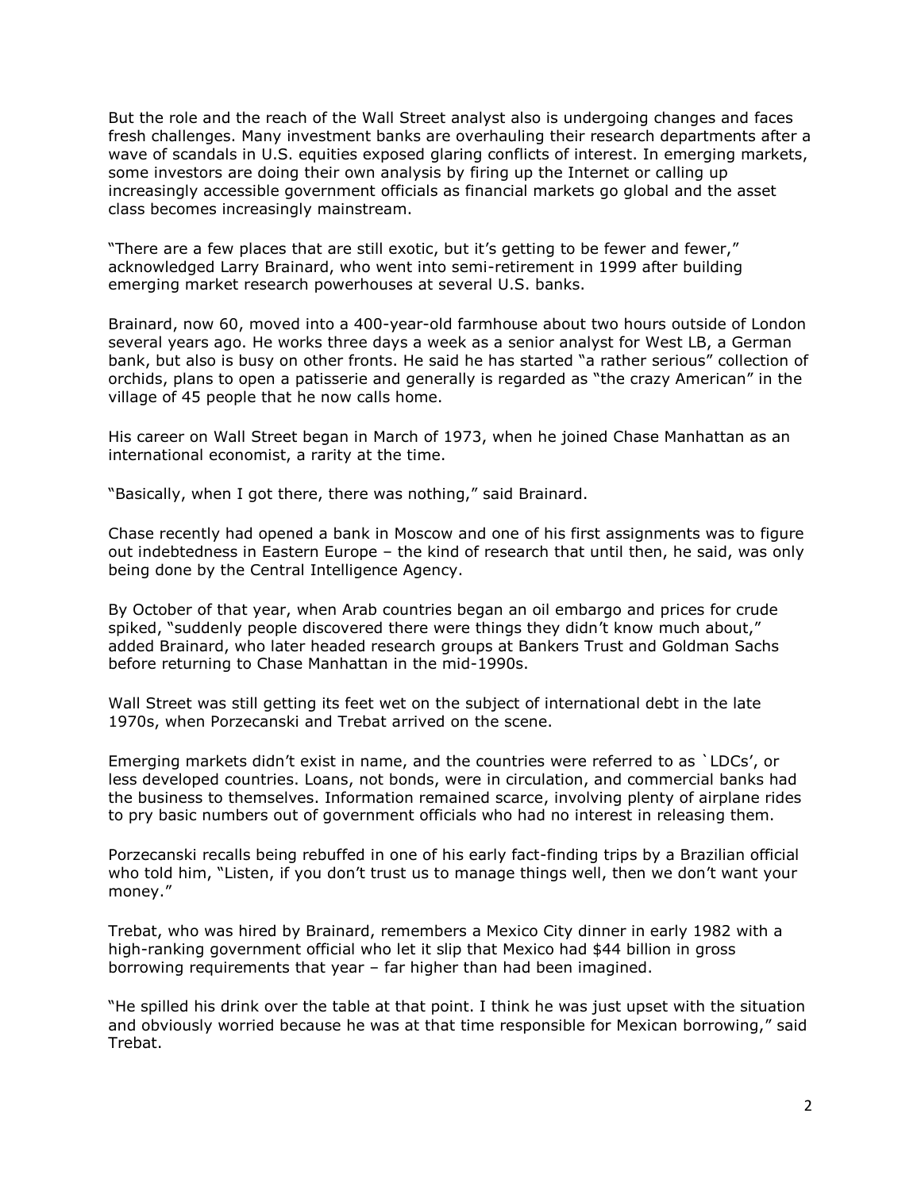But the role and the reach of the Wall Street analyst also is undergoing changes and faces fresh challenges. Many investment banks are overhauling their research departments after a wave of scandals in U.S. equities exposed glaring conflicts of interest. In emerging markets, some investors are doing their own analysis by firing up the Internet or calling up increasingly accessible government officials as financial markets go global and the asset class becomes increasingly mainstream.

"There are a few places that are still exotic, but it's getting to be fewer and fewer," acknowledged Larry Brainard, who went into semi-retirement in 1999 after building emerging market research powerhouses at several U.S. banks.

Brainard, now 60, moved into a 400-year-old farmhouse about two hours outside of London several years ago. He works three days a week as a senior analyst for West LB, a German bank, but also is busy on other fronts. He said he has started "a rather serious" collection of orchids, plans to open a patisserie and generally is regarded as "the crazy American" in the village of 45 people that he now calls home.

His career on Wall Street began in March of 1973, when he joined Chase Manhattan as an international economist, a rarity at the time.

"Basically, when I got there, there was nothing," said Brainard.

Chase recently had opened a bank in Moscow and one of his first assignments was to figure out indebtedness in Eastern Europe – the kind of research that until then, he said, was only being done by the Central Intelligence Agency.

By October of that year, when Arab countries began an oil embargo and prices for crude spiked, "suddenly people discovered there were things they didn't know much about," added Brainard, who later headed research groups at Bankers Trust and Goldman Sachs before returning to Chase Manhattan in the mid-1990s.

Wall Street was still getting its feet wet on the subject of international debt in the late 1970s, when Porzecanski and Trebat arrived on the scene.

Emerging markets didn't exist in name, and the countries were referred to as `LDCs', or less developed countries. Loans, not bonds, were in circulation, and commercial banks had the business to themselves. Information remained scarce, involving plenty of airplane rides to pry basic numbers out of government officials who had no interest in releasing them.

Porzecanski recalls being rebuffed in one of his early fact-finding trips by a Brazilian official who told him, "Listen, if you don't trust us to manage things well, then we don't want your money."

Trebat, who was hired by Brainard, remembers a Mexico City dinner in early 1982 with a high-ranking government official who let it slip that Mexico had $44 billion in gross borrowing requirements that year – far higher than had been imagined.

"He spilled his drink over the table at that point. I think he was just upset with the situation and obviously worried because he was at that time responsible for Mexican borrowing," said Trebat.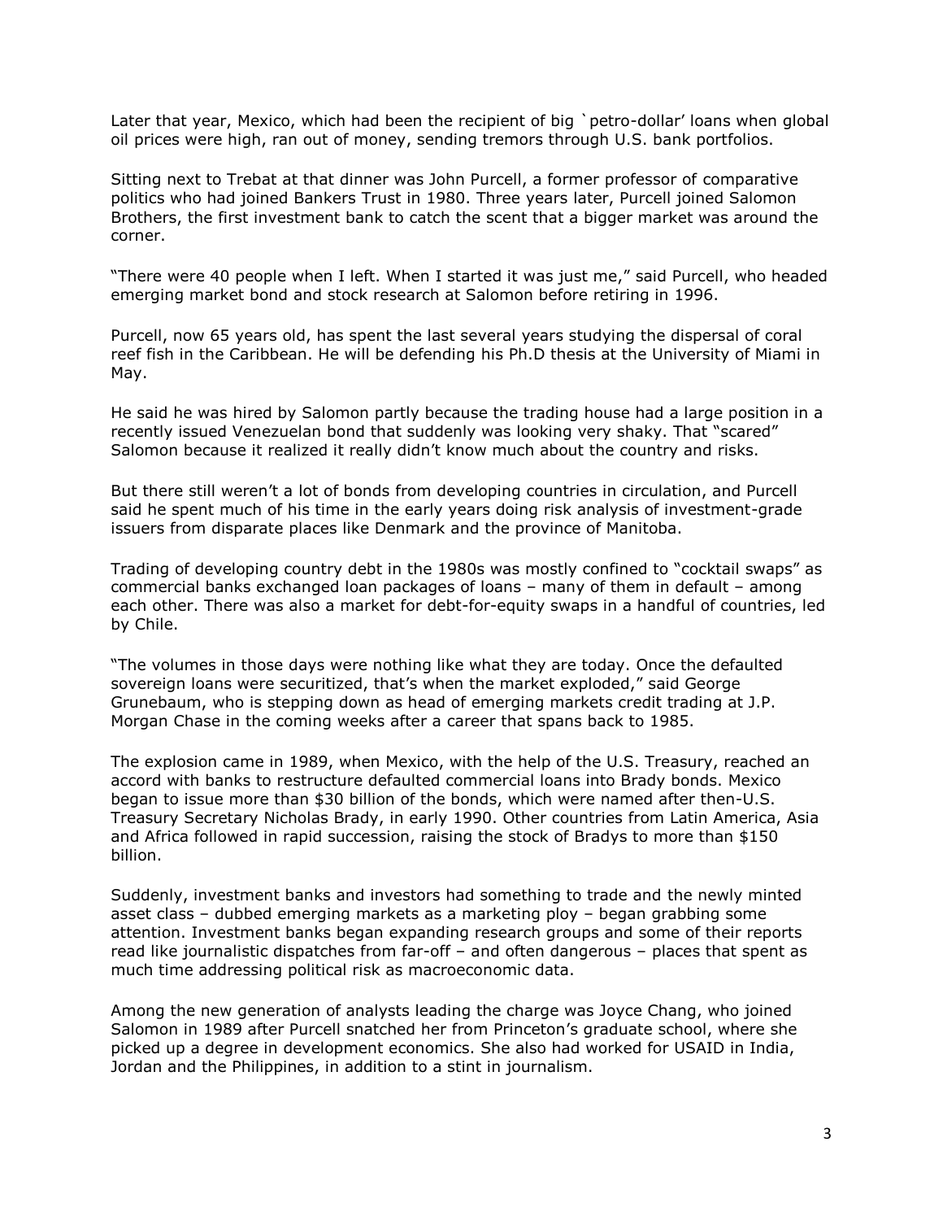Later that year, Mexico, which had been the recipient of big `petro-dollar' loans when global oil prices were high, ran out of money, sending tremors through U.S. bank portfolios.

Sitting next to Trebat at that dinner was John Purcell, a former professor of comparative politics who had joined Bankers Trust in 1980. Three years later, Purcell joined Salomon Brothers, the first investment bank to catch the scent that a bigger market was around the corner.

"There were 40 people when I left. When I started it was just me," said Purcell, who headed emerging market bond and stock research at Salomon before retiring in 1996.

Purcell, now 65 years old, has spent the last several years studying the dispersal of coral reef fish in the Caribbean. He will be defending his Ph.D thesis at the University of Miami in May.

He said he was hired by Salomon partly because the trading house had a large position in a recently issued Venezuelan bond that suddenly was looking very shaky. That "scared" Salomon because it realized it really didn't know much about the country and risks.

But there still weren't a lot of bonds from developing countries in circulation, and Purcell said he spent much of his time in the early years doing risk analysis of investment-grade issuers from disparate places like Denmark and the province of Manitoba.

Trading of developing country debt in the 1980s was mostly confined to "cocktail swaps" as commercial banks exchanged loan packages of loans – many of them in default – among each other. There was also a market for debt-for-equity swaps in a handful of countries, led by Chile.

"The volumes in those days were nothing like what they are today. Once the defaulted sovereign loans were securitized, that's when the market exploded," said George Grunebaum, who is stepping down as head of emerging markets credit trading at J.P. Morgan Chase in the coming weeks after a career that spans back to 1985.

The explosion came in 1989, when Mexico, with the help of the U.S. Treasury, reached an accord with banks to restructure defaulted commercial loans into Brady bonds. Mexico began to issue more than $30 billion of the bonds, which were named after then-U.S. Treasury Secretary Nicholas Brady, in early 1990. Other countries from Latin America, Asia and Africa followed in rapid succession, raising the stock of Bradys to more than $150 billion.

Suddenly, investment banks and investors had something to trade and the newly minted asset class – dubbed emerging markets as a marketing ploy – began grabbing some attention. Investment banks began expanding research groups and some of their reports read like journalistic dispatches from far-off – and often dangerous – places that spent as much time addressing political risk as macroeconomic data.

Among the new generation of analysts leading the charge was Joyce Chang, who joined Salomon in 1989 after Purcell snatched her from Princeton's graduate school, where she picked up a degree in development economics. She also had worked for USAID in India, Jordan and the Philippines, in addition to a stint in journalism.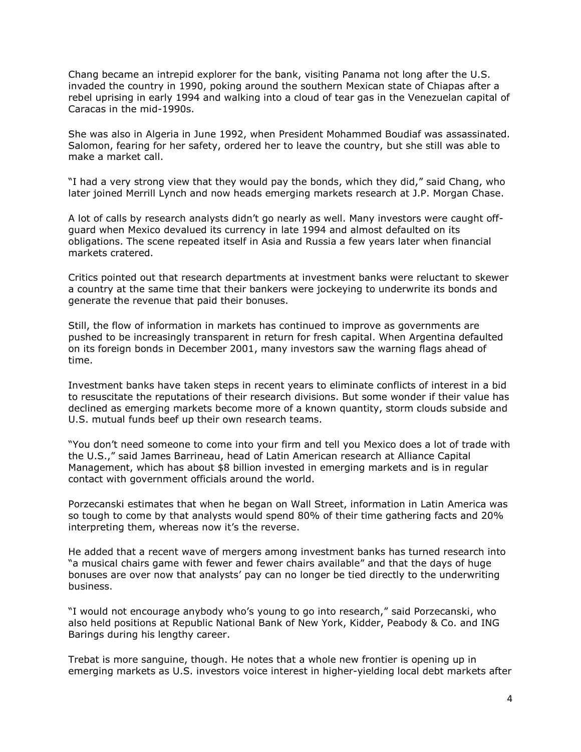Chang became an intrepid explorer for the bank, visiting Panama not long after the U.S. invaded the country in 1990, poking around the southern Mexican state of Chiapas after a rebel uprising in early 1994 and walking into a cloud of tear gas in the Venezuelan capital of Caracas in the mid-1990s.

She was also in Algeria in June 1992, when President Mohammed Boudiaf was assassinated. Salomon, fearing for her safety, ordered her to leave the country, but she still was able to make a market call.

"I had a very strong view that they would pay the bonds, which they did," said Chang, who later joined Merrill Lynch and now heads emerging markets research at J.P. Morgan Chase.

A lot of calls by research analysts didn't go nearly as well. Many investors were caught off-guard when Mexico devalued its currency in late 1994 and almost defaulted on its obligations. The scene repeated itself in Asia and Russia a few years later when financial markets cratered.

Critics pointed out that research departments at investment banks were reluctant to skewer a country at the same time that their bankers were jockeying to underwrite its bonds and generate the revenue that paid their bonuses.

Still, the flow of information in markets has continued to improve as governments are pushed to be increasingly transparent in return for fresh capital. When Argentina defaulted on its foreign bonds in December 2001, many investors saw the warning flags ahead of time.

Investment banks have taken steps in recent years to eliminate conflicts of interest in a bid to resuscitate the reputations of their research divisions. But some wonder if their value has declined as emerging markets become more of a known quantity, storm clouds subside and U.S. mutual funds beef up their own research teams.

"You don't need someone to come into your firm and tell you Mexico does a lot of trade with the U.S.," said James Barrineau, head of Latin American research at Alliance Capital Management, which has about $8 billion invested in emerging markets and is in regular contact with government officials around the world.

Porzecanski estimates that when he began on Wall Street, information in Latin America was so tough to come by that analysts would spend 80% of their time gathering facts and 20% interpreting them, whereas now it's the reverse.

He added that a recent wave of mergers among investment banks has turned research into "a musical chairs game with fewer and fewer chairs available" and that the days of huge bonuses are over now that analysts' pay can no longer be tied directly to the underwriting business.

"I would not encourage anybody who's young to go into research," said Porzecanski, who also held positions at Republic National Bank of New York, Kidder, Peabody & Co. and ING Barings during his lengthy career.

Trebat is more sanguine, though. He notes that a whole new frontier is opening up in emerging markets as U.S. investors voice interest in higher-yielding local debt markets after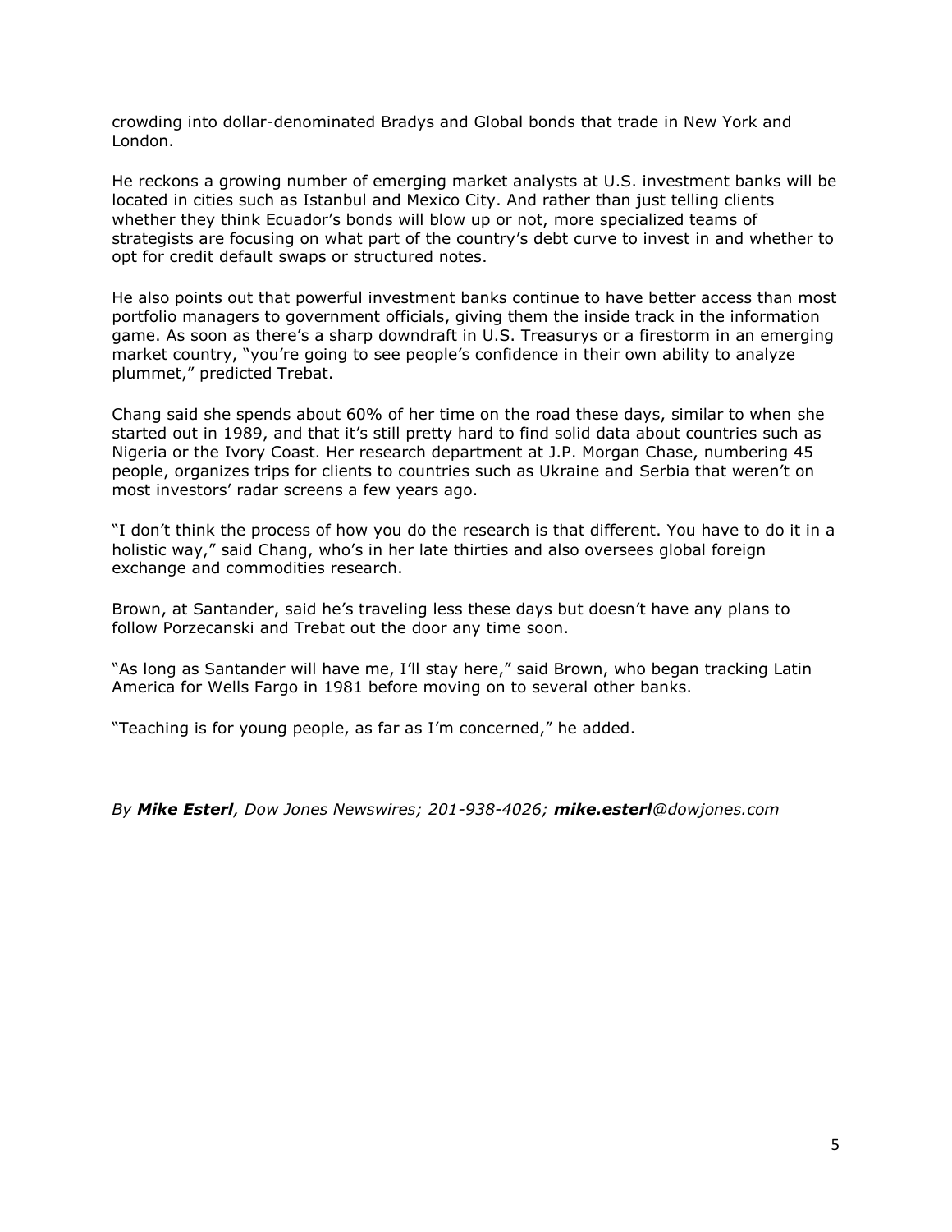crowding into dollar-denominated Bradys and Global bonds that trade in New York and London.

He reckons a growing number of emerging market analysts at U.S. investment banks will be located in cities such as Istanbul and Mexico City. And rather than just telling clients whether they think Ecuador's bonds will blow up or not, more specialized teams of strategists are focusing on what part of the country's debt curve to invest in and whether to opt for credit default swaps or structured notes.

He also points out that powerful investment banks continue to have better access than most portfolio managers to government officials, giving them the inside track in the information game. As soon as there's a sharp downdraft in U.S. Treasurys or a firestorm in an emerging market country, "you're going to see people's confidence in their own ability to analyze plummet," predicted Trebat.

Chang said she spends about 60% of her time on the road these days, similar to when she started out in 1989, and that it's still pretty hard to find solid data about countries such as Nigeria or the Ivory Coast. Her research department at J.P. Morgan Chase, numbering 45 people, organizes trips for clients to countries such as Ukraine and Serbia that weren't on most investors' radar screens a few years ago.

"I don't think the process of how you do the research is that different. You have to do it in a holistic way," said Chang, who's in her late thirties and also oversees global foreign exchange and commodities research.

Brown, at Santander, said he's traveling less these days but doesn't have any plans to follow Porzecanski and Trebat out the door any time soon.

"As long as Santander will have me, I'll stay here," said Brown, who began tracking Latin America for Wells Fargo in 1981 before moving on to several other banks.

"Teaching is for young people, as far as I'm concerned," he added.

*By **Mike Esterl**, Dow Jones Newswires; 201-938-4026; **mike.esterl**@dowjones.com*